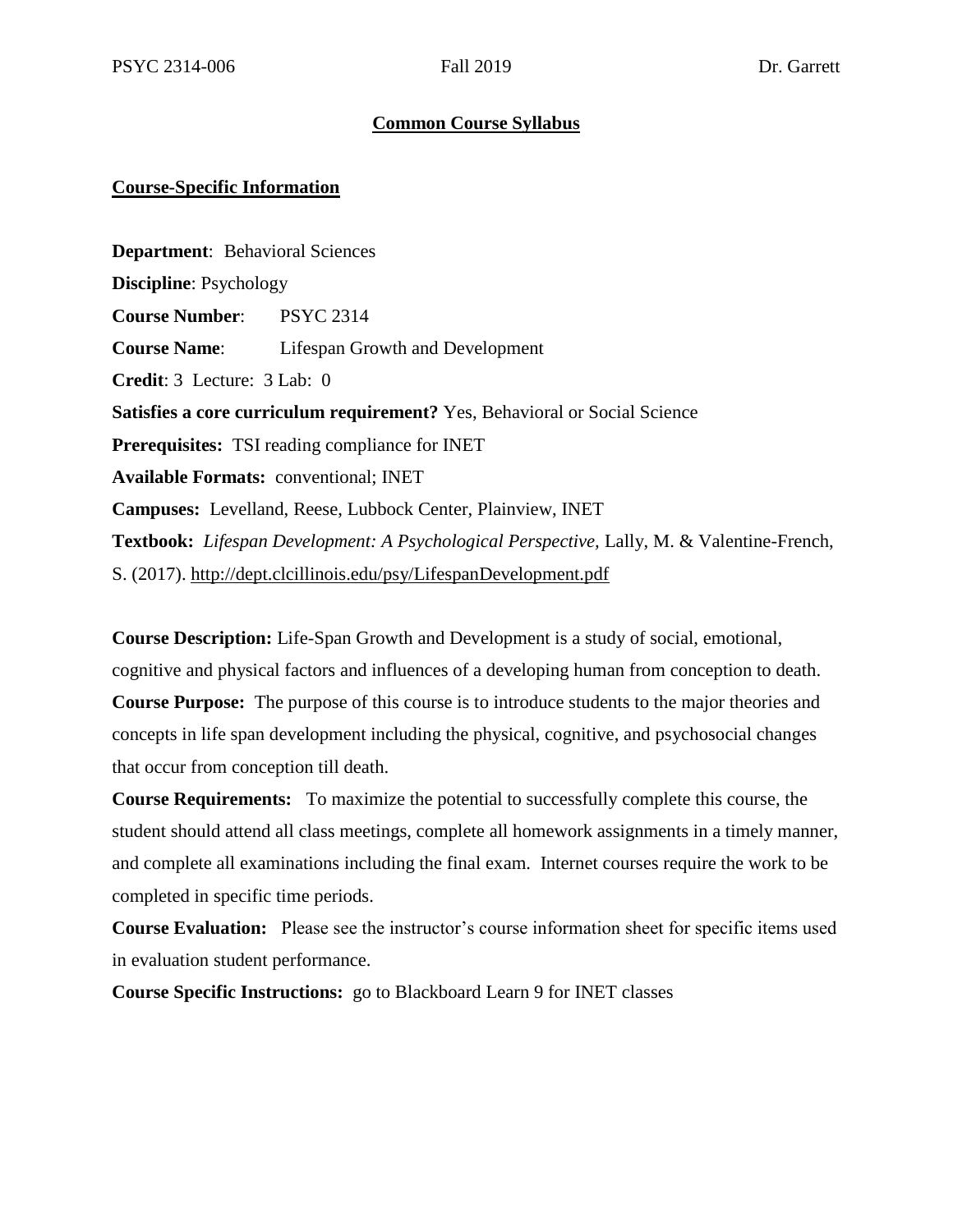# Common Course Syllabus

## Course-Specific Information

**Department**: Behavioral Sciences

**Discipline**: Psychology

**Course Number**: PSYC 2314

**Course Name**: Lifespan Growth and Development

**Credit**: 3 Lecture: 3 Lab: 0

**Satisfies a core curriculum requirement?** Yes, Behavioral or Social Science

**Prerequisites:** TSI reading compliance for INET

**Available Formats:** conventional; INET

**Campuses:** Levelland, Reese, Lubbock Center, Plainview, INET

**Textbook:** *Lifespan Development: A Psychological Perspective,* Lally, M. & Valentine-French, S. (2017). http://dept.clcillinois.edu/psy/LifespanDevelopment.pdf

**Course Description:** Life-Span Growth and Development is a study of social, emotional, cognitive and physical factors and influences of a developing human from conception to death.

**Course Purpose:** The purpose of this course is to introduce students to the major theories and concepts in life span development including the physical, cognitive, and psychosocial changes that occur from conception till death.

**Course Requirements:** To maximize the potential to successfully complete this course, the student should attend all class meetings, complete all homework assignments in a timely manner, and complete all examinations including the final exam. Internet courses require the work to be completed in specific time periods.

**Course Evaluation:** Please see the instructor's course information sheet for specific items used in evaluation student performance.

**Course Specific Instructions:** go to Blackboard Learn 9 for INET classes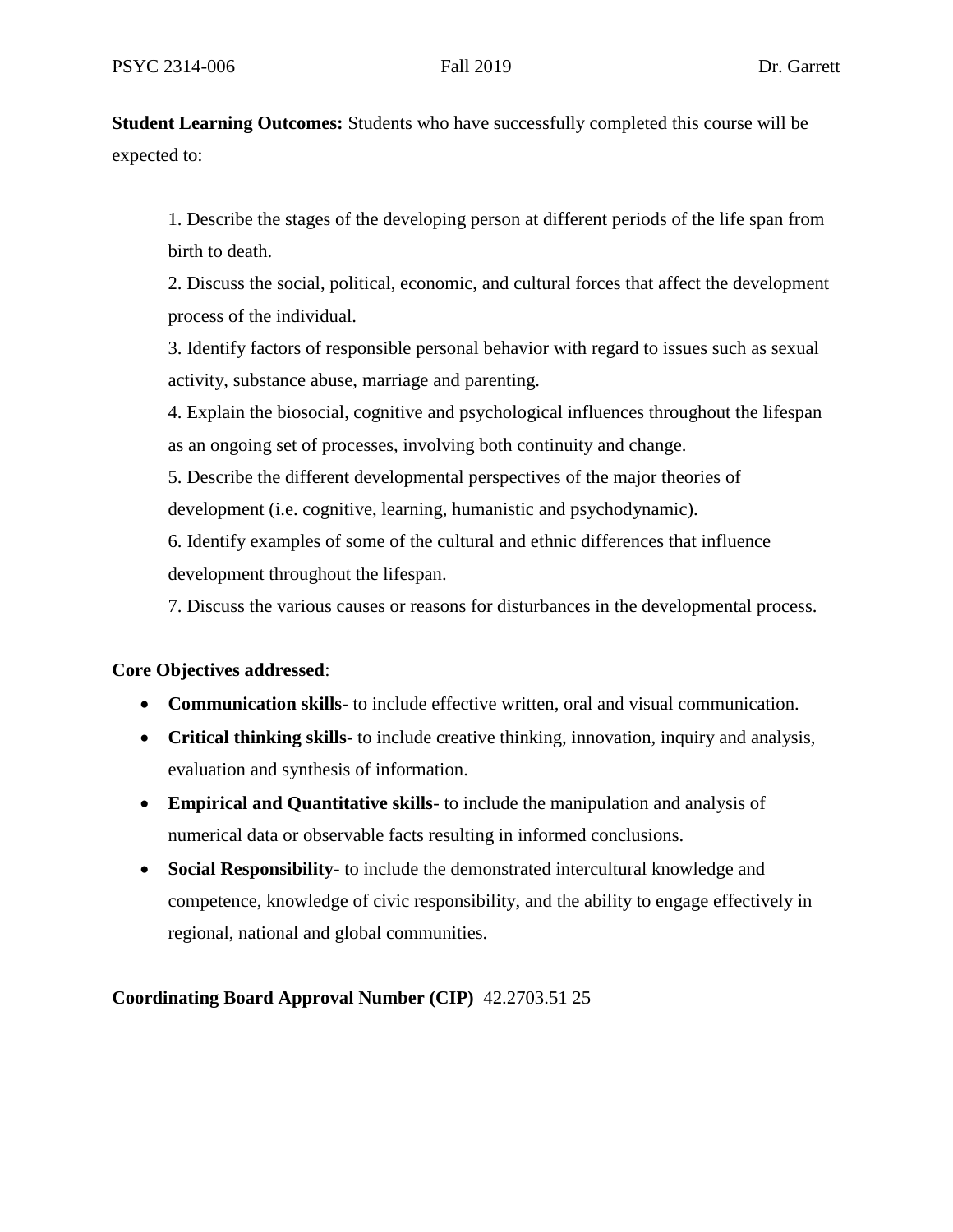**Student Learning Outcomes:** Students who have successfully completed this course will be expected to:

1. Describe the stages of the developing person at different periods of the life span from birth to death.
2. Discuss the social, political, economic, and cultural forces that affect the development process of the individual.
3. Identify factors of responsible personal behavior with regard to issues such as sexual activity, substance abuse, marriage and parenting.
4. Explain the biosocial, cognitive and psychological influences throughout the lifespan as an ongoing set of processes, involving both continuity and change.
5. Describe the different developmental perspectives of the major theories of development (i.e. cognitive, learning, humanistic and psychodynamic).
6. Identify examples of some of the cultural and ethnic differences that influence development throughout the lifespan.
7. Discuss the various causes or reasons for disturbances in the developmental process.

**Core Objectives addressed**:

- **Communication skills**- to include effective written, oral and visual communication.
- **Critical thinking skills**- to include creative thinking, innovation, inquiry and analysis, evaluation and synthesis of information.
- **Empirical and Quantitative skills**- to include the manipulation and analysis of numerical data or observable facts resulting in informed conclusions.
- **Social Responsibility**- to include the demonstrated intercultural knowledge and competence, knowledge of civic responsibility, and the ability to engage effectively in regional, national and global communities.

**Coordinating Board Approval Number (CIP)** 42.2703.51 25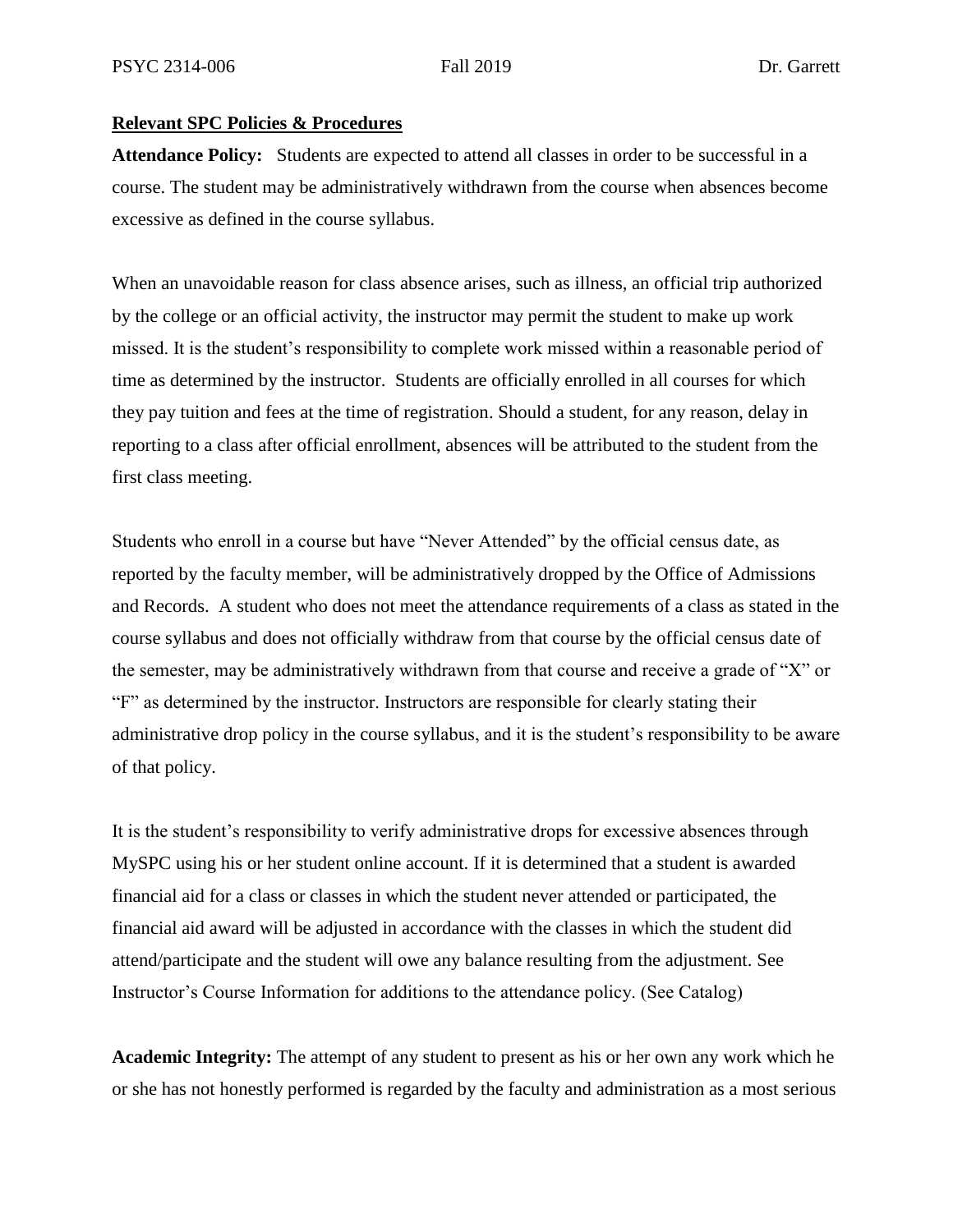## Relevant SPC Policies & Procedures

**Attendance Policy:** Students are expected to attend all classes in order to be successful in a course. The student may be administratively withdrawn from the course when absences become excessive as defined in the course syllabus.

When an unavoidable reason for class absence arises, such as illness, an official trip authorized by the college or an official activity, the instructor may permit the student to make up work missed. It is the student's responsibility to complete work missed within a reasonable period of time as determined by the instructor. Students are officially enrolled in all courses for which they pay tuition and fees at the time of registration. Should a student, for any reason, delay in reporting to a class after official enrollment, absences will be attributed to the student from the first class meeting.

Students who enroll in a course but have "Never Attended" by the official census date, as reported by the faculty member, will be administratively dropped by the Office of Admissions and Records. A student who does not meet the attendance requirements of a class as stated in the course syllabus and does not officially withdraw from that course by the official census date of the semester, may be administratively withdrawn from that course and receive a grade of "X" or "F" as determined by the instructor. Instructors are responsible for clearly stating their administrative drop policy in the course syllabus, and it is the student's responsibility to be aware of that policy.

It is the student's responsibility to verify administrative drops for excessive absences through MySPC using his or her student online account. If it is determined that a student is awarded financial aid for a class or classes in which the student never attended or participated, the financial aid award will be adjusted in accordance with the classes in which the student did attend/participate and the student will owe any balance resulting from the adjustment. See Instructor's Course Information for additions to the attendance policy. (See Catalog)

**Academic Integrity:** The attempt of any student to present as his or her own any work which he or she has not honestly performed is regarded by the faculty and administration as a most serious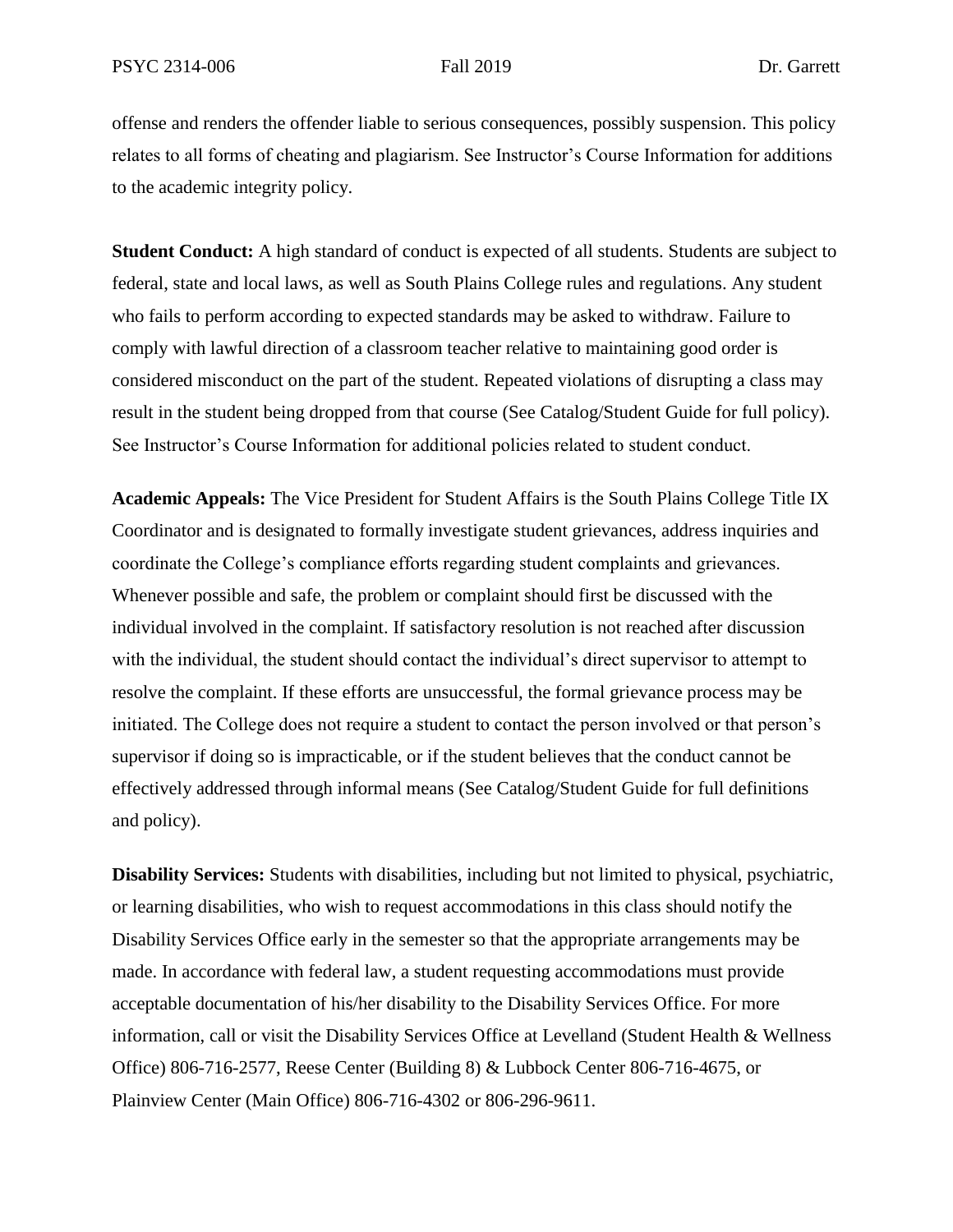offense and renders the offender liable to serious consequences, possibly suspension. This policy relates to all forms of cheating and plagiarism. See Instructor's Course Information for additions to the academic integrity policy.

**Student Conduct:** A high standard of conduct is expected of all students. Students are subject to federal, state and local laws, as well as South Plains College rules and regulations. Any student who fails to perform according to expected standards may be asked to withdraw. Failure to comply with lawful direction of a classroom teacher relative to maintaining good order is considered misconduct on the part of the student. Repeated violations of disrupting a class may result in the student being dropped from that course (See Catalog/Student Guide for full policy). See Instructor's Course Information for additional policies related to student conduct.

**Academic Appeals:** The Vice President for Student Affairs is the South Plains College Title IX Coordinator and is designated to formally investigate student grievances, address inquiries and coordinate the College's compliance efforts regarding student complaints and grievances. Whenever possible and safe, the problem or complaint should first be discussed with the individual involved in the complaint. If satisfactory resolution is not reached after discussion with the individual, the student should contact the individual's direct supervisor to attempt to resolve the complaint. If these efforts are unsuccessful, the formal grievance process may be initiated. The College does not require a student to contact the person involved or that person's supervisor if doing so is impracticable, or if the student believes that the conduct cannot be effectively addressed through informal means (See Catalog/Student Guide for full definitions and policy).

**Disability Services:** Students with disabilities, including but not limited to physical, psychiatric, or learning disabilities, who wish to request accommodations in this class should notify the Disability Services Office early in the semester so that the appropriate arrangements may be made. In accordance with federal law, a student requesting accommodations must provide acceptable documentation of his/her disability to the Disability Services Office. For more information, call or visit the Disability Services Office at Levelland (Student Health & Wellness Office) 806-716-2577, Reese Center (Building 8) & Lubbock Center 806-716-4675, or Plainview Center (Main Office) 806-716-4302 or 806-296-9611.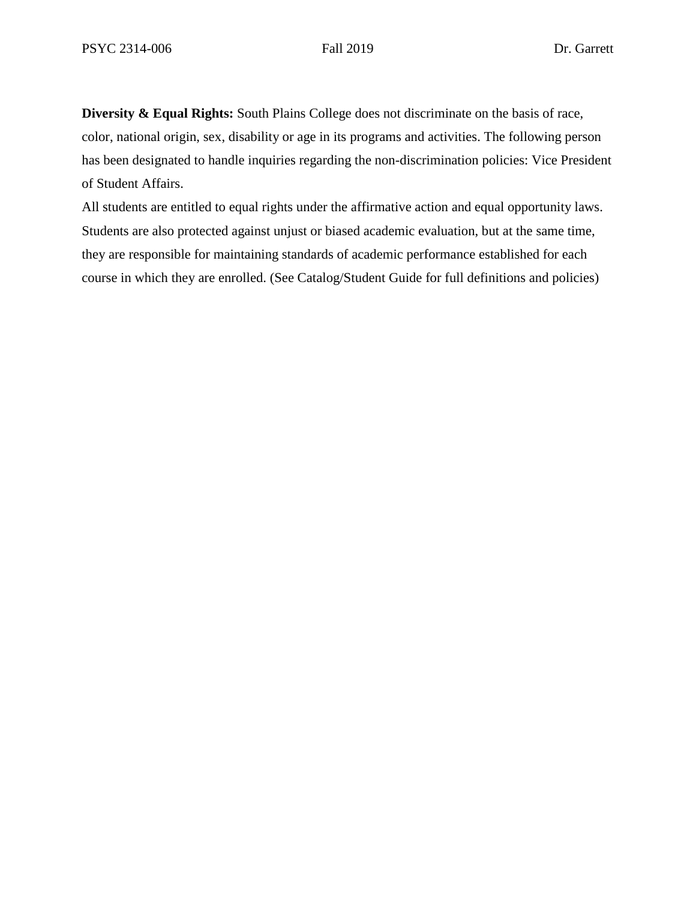**Diversity & Equal Rights:** South Plains College does not discriminate on the basis of race, color, national origin, sex, disability or age in its programs and activities. The following person has been designated to handle inquiries regarding the non-discrimination policies: Vice President of Student Affairs.

All students are entitled to equal rights under the affirmative action and equal opportunity laws. Students are also protected against unjust or biased academic evaluation, but at the same time, they are responsible for maintaining standards of academic performance established for each course in which they are enrolled. (See Catalog/Student Guide for full definitions and policies)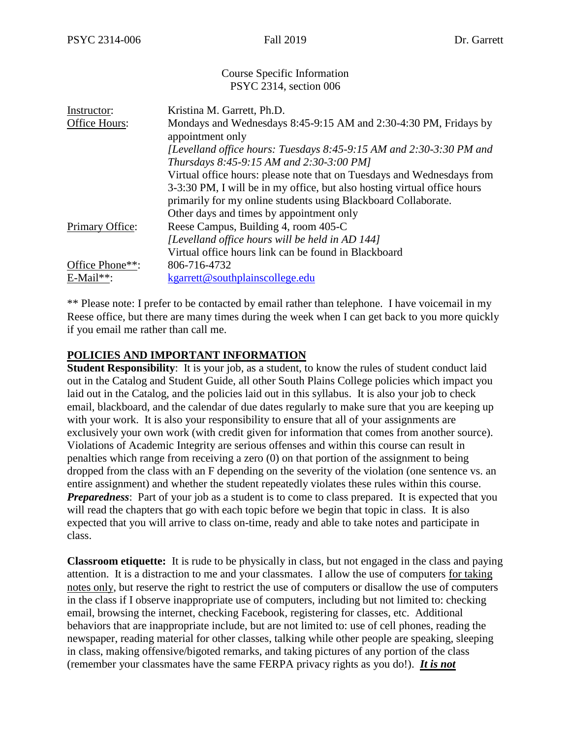Course Specific Information
PSYC 2314, section 006

| | |
|---|---|
| Instructor: | Kristina M. Garrett, Ph.D. |
| Office Hours: | Mondays and Wednesdays 8:45-9:15 AM and 2:30-4:30 PM, Fridays by appointment only<br>*[Levelland office hours: Tuesdays 8:45-9:15 AM and 2:30-3:30 PM and Thursdays 8:45-9:15 AM and 2:30-3:00 PM]*<br>Virtual office hours: please note that on Tuesdays and Wednesdays from 3-3:30 PM, I will be in my office, but also hosting virtual office hours primarily for my online students using Blackboard Collaborate.<br>Other days and times by appointment only |
| Primary Office: | Reese Campus, Building 4, room 405-C<br>*[Levelland office hours will be held in AD 144]*<br>Virtual office hours link can be found in Blackboard |
| Office Phone**: | 806-716-4732 |
| E-Mail**: | kgarrett@southplainscollege.edu |

** Please note: I prefer to be contacted by email rather than telephone. I have voicemail in my Reese office, but there are many times during the week when I can get back to you more quickly if you email me rather than call me.

## POLICIES AND IMPORTANT INFORMATION

**Student Responsibility**: It is your job, as a student, to know the rules of student conduct laid out in the Catalog and Student Guide, all other South Plains College policies which impact you laid out in the Catalog, and the policies laid out in this syllabus. It is also your job to check email, blackboard, and the calendar of due dates regularly to make sure that you are keeping up with your work. It is also your responsibility to ensure that all of your assignments are exclusively your own work (with credit given for information that comes from another source). Violations of Academic Integrity are serious offenses and within this course can result in penalties which range from receiving a zero (0) on that portion of the assignment to being dropped from the class with an F depending on the severity of the violation (one sentence vs. an entire assignment) and whether the student repeatedly violates these rules within this course.
***Preparedness***: Part of your job as a student is to come to class prepared. It is expected that you will read the chapters that go with each topic before we begin that topic in class. It is also expected that you will arrive to class on-time, ready and able to take notes and participate in class.

**Classroom etiquette:** It is rude to be physically in class, but not engaged in the class and paying attention. It is a distraction to me and your classmates. I allow the use of computers for taking notes only, but reserve the right to restrict the use of computers or disallow the use of computers in the class if I observe inappropriate use of computers, including but not limited to: checking email, browsing the internet, checking Facebook, registering for classes, etc. Additional behaviors that are inappropriate include, but are not limited to: use of cell phones, reading the newspaper, reading material for other classes, talking while other people are speaking, sleeping in class, making offensive/bigoted remarks, and taking pictures of any portion of the class (remember your classmates have the same FERPA privacy rights as you do!). ***It is not***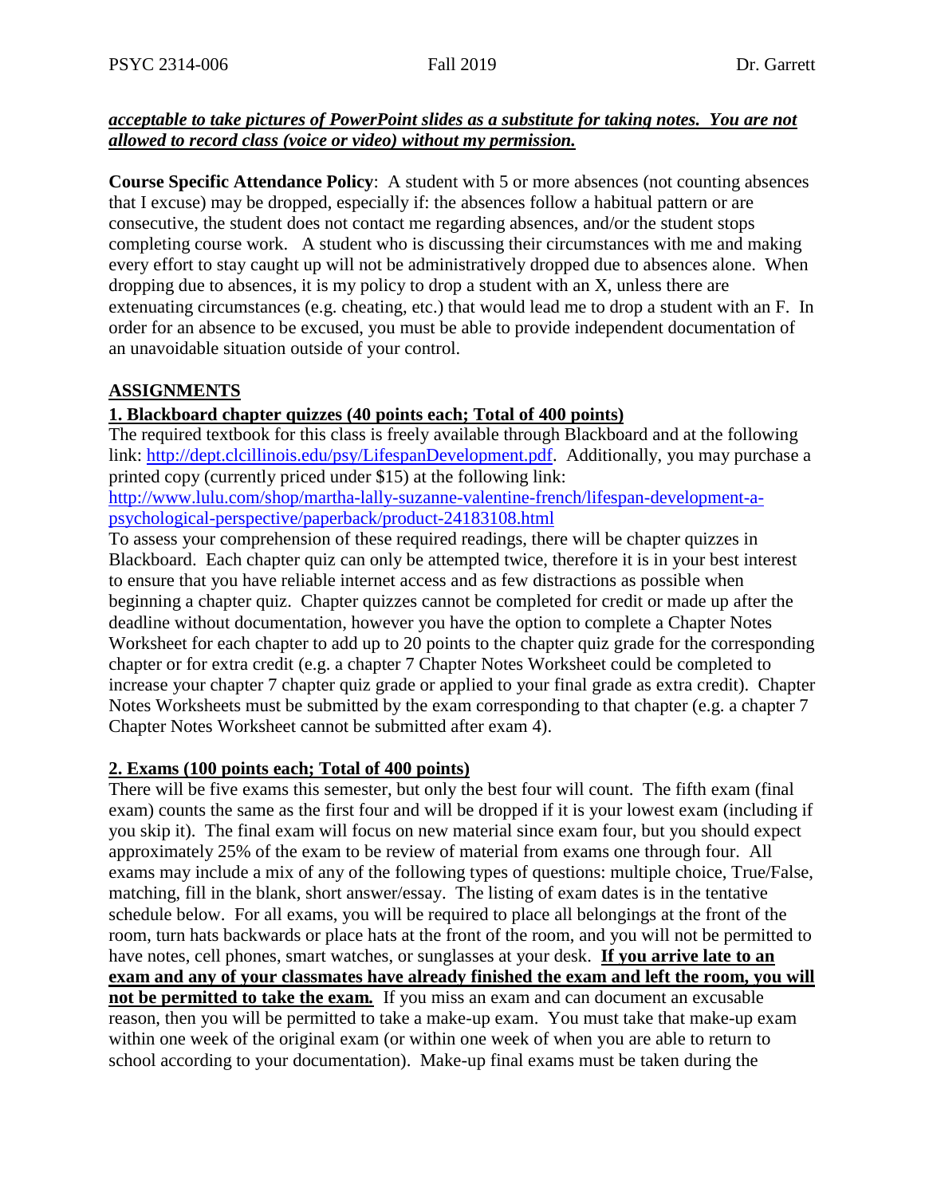***acceptable to take pictures of PowerPoint slides as a substitute for taking notes. You are not allowed to record class (voice or video) without my permission.***

**Course Specific Attendance Policy**: A student with 5 or more absences (not counting absences that I excuse) may be dropped, especially if: the absences follow a habitual pattern or are consecutive, the student does not contact me regarding absences, and/or the student stops completing course work. A student who is discussing their circumstances with me and making every effort to stay caught up will not be administratively dropped due to absences alone. When dropping due to absences, it is my policy to drop a student with an X, unless there are extenuating circumstances (e.g. cheating, etc.) that would lead me to drop a student with an F. In order for an absence to be excused, you must be able to provide independent documentation of an unavoidable situation outside of your control.

## ASSIGNMENTS

### 1. Blackboard chapter quizzes (40 points each; Total of 400 points)

The required textbook for this class is freely available through Blackboard and at the following link: [http://dept.clcillinois.edu/psy/LifespanDevelopment.pdf](http://dept.clcillinois.edu/psy/LifespanDevelopment.pdf). Additionally, you may purchase a printed copy (currently priced under $15) at the following link: [http://www.lulu.com/shop/martha-lally-suzanne-valentine-french/lifespan-development-a-psychological-perspective/paperback/product-24183108.html](http://www.lulu.com/shop/martha-lally-suzanne-valentine-french/lifespan-development-a-psychological-perspective/paperback/product-24183108.html)

To assess your comprehension of these required readings, there will be chapter quizzes in Blackboard. Each chapter quiz can only be attempted twice, therefore it is in your best interest to ensure that you have reliable internet access and as few distractions as possible when beginning a chapter quiz. Chapter quizzes cannot be completed for credit or made up after the deadline without documentation, however you have the option to complete a Chapter Notes Worksheet for each chapter to add up to 20 points to the chapter quiz grade for the corresponding chapter or for extra credit (e.g. a chapter 7 Chapter Notes Worksheet could be completed to increase your chapter 7 chapter quiz grade or applied to your final grade as extra credit). Chapter Notes Worksheets must be submitted by the exam corresponding to that chapter (e.g. a chapter 7 Chapter Notes Worksheet cannot be submitted after exam 4).

### 2. Exams (100 points each; Total of 400 points)

There will be five exams this semester, but only the best four will count. The fifth exam (final exam) counts the same as the first four and will be dropped if it is your lowest exam (including if you skip it). The final exam will focus on new material since exam four, but you should expect approximately 25% of the exam to be review of material from exams one through four. All exams may include a mix of any of the following types of questions: multiple choice, True/False, matching, fill in the blank, short answer/essay. The listing of exam dates is in the tentative schedule below. For all exams, you will be required to place all belongings at the front of the room, turn hats backwards or place hats at the front of the room, and you will not be permitted to have notes, cell phones, smart watches, or sunglasses at your desk. **If you arrive late to an exam and any of your classmates have already finished the exam and left the room, you will not be permitted to take the exam.** If you miss an exam and can document an excusable reason, then you will be permitted to take a make-up exam. You must take that make-up exam within one week of the original exam (or within one week of when you are able to return to school according to your documentation). Make-up final exams must be taken during the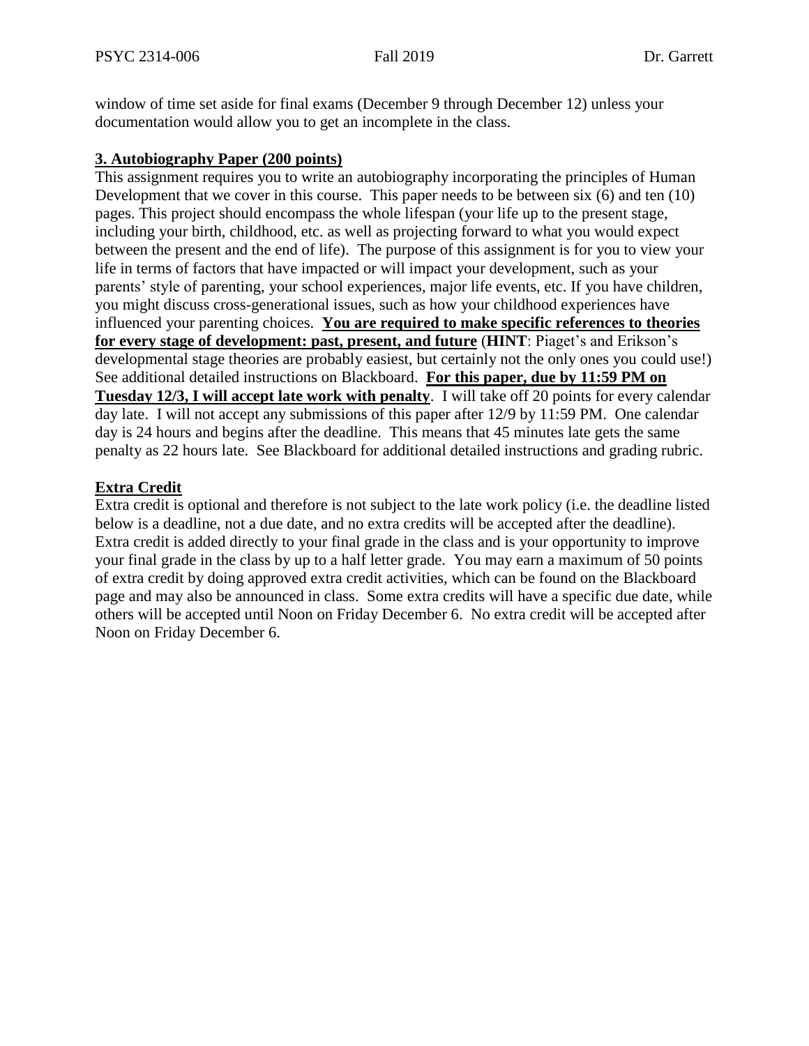window of time set aside for final exams (December 9 through December 12) unless your documentation would allow you to get an incomplete in the class.

**3. Autobiography Paper (200 points)**

This assignment requires you to write an autobiography incorporating the principles of Human Development that we cover in this course. This paper needs to be between six (6) and ten (10) pages. This project should encompass the whole lifespan (your life up to the present stage, including your birth, childhood, etc. as well as projecting forward to what you would expect between the present and the end of life). The purpose of this assignment is for you to view your life in terms of factors that have impacted or will impact your development, such as your parents' style of parenting, your school experiences, major life events, etc. If you have children, you might discuss cross-generational issues, such as how your childhood experiences have influenced your parenting choices. **You are required to make specific references to theories for every stage of development: past, present, and future** (**HINT**: Piaget's and Erikson's developmental stage theories are probably easiest, but certainly not the only ones you could use!) See additional detailed instructions on Blackboard. **For this paper, due by 11:59 PM on Tuesday 12/3, I will accept late work with penalty**. I will take off 20 points for every calendar day late. I will not accept any submissions of this paper after 12/9 by 11:59 PM. One calendar day is 24 hours and begins after the deadline. This means that 45 minutes late gets the same penalty as 22 hours late. See Blackboard for additional detailed instructions and grading rubric.

**Extra Credit**

Extra credit is optional and therefore is not subject to the late work policy (i.e. the deadline listed below is a deadline, not a due date, and no extra credits will be accepted after the deadline). Extra credit is added directly to your final grade in the class and is your opportunity to improve your final grade in the class by up to a half letter grade. You may earn a maximum of 50 points of extra credit by doing approved extra credit activities, which can be found on the Blackboard page and may also be announced in class. Some extra credits will have a specific due date, while others will be accepted until Noon on Friday December 6. No extra credit will be accepted after Noon on Friday December 6.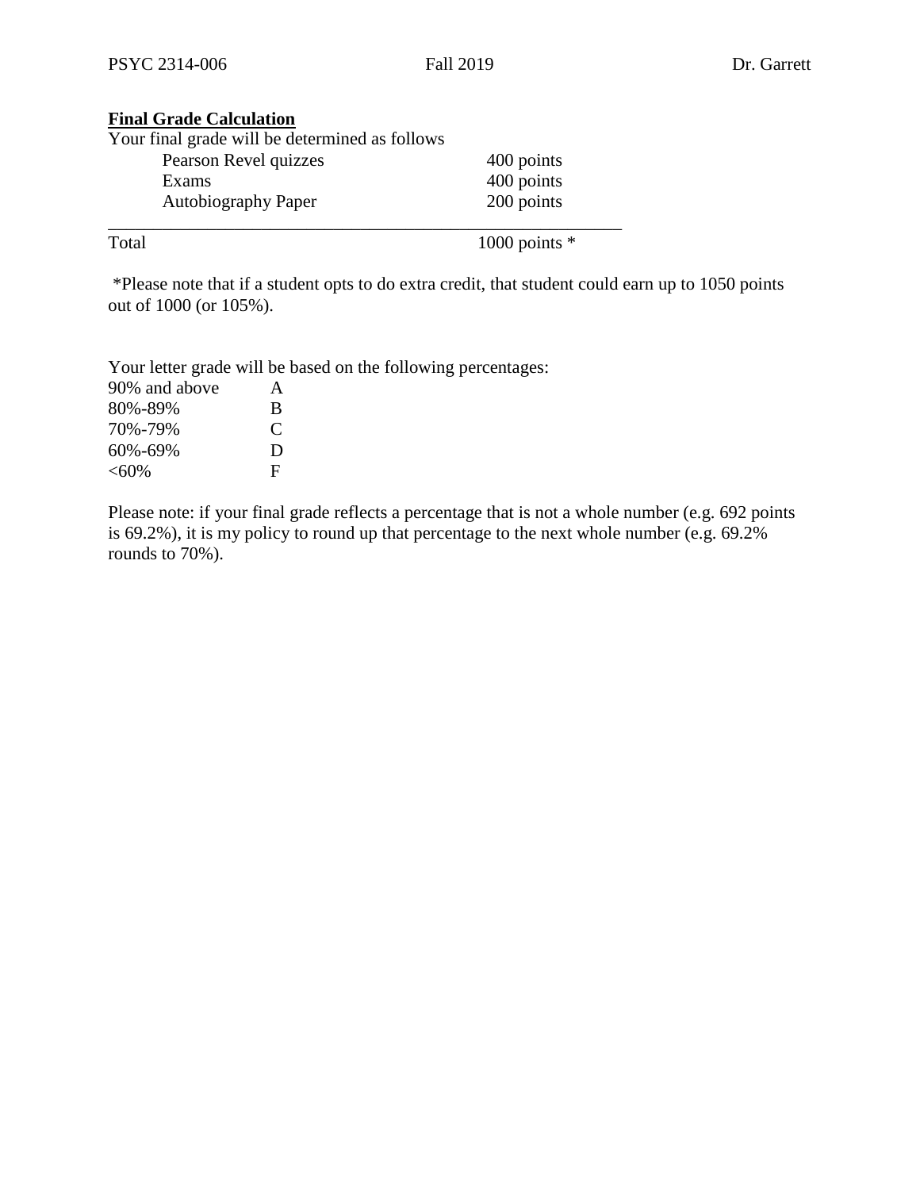## Final Grade Calculation

Your final grade will be determined as follows

| Component | Points |
|---|---|
| Pearson Revel quizzes | 400 points |
| Exams | 400 points |
| Autobiography Paper | 200 points |
| Total | 1000 points * |

*Please note that if a student opts to do extra credit, that student could earn up to 1050 points out of 1000 (or 105%).

Your letter grade will be based on the following percentages:

| Percentage | Grade |
|---|---|
| 90% and above | A |
| 80%-89% | B |
| 70%-79% | C |
| 60%-69% | D |
| <60% | F |

Please note: if your final grade reflects a percentage that is not a whole number (e.g. 692 points is 69.2%), it is my policy to round up that percentage to the next whole number (e.g. 69.2% rounds to 70%).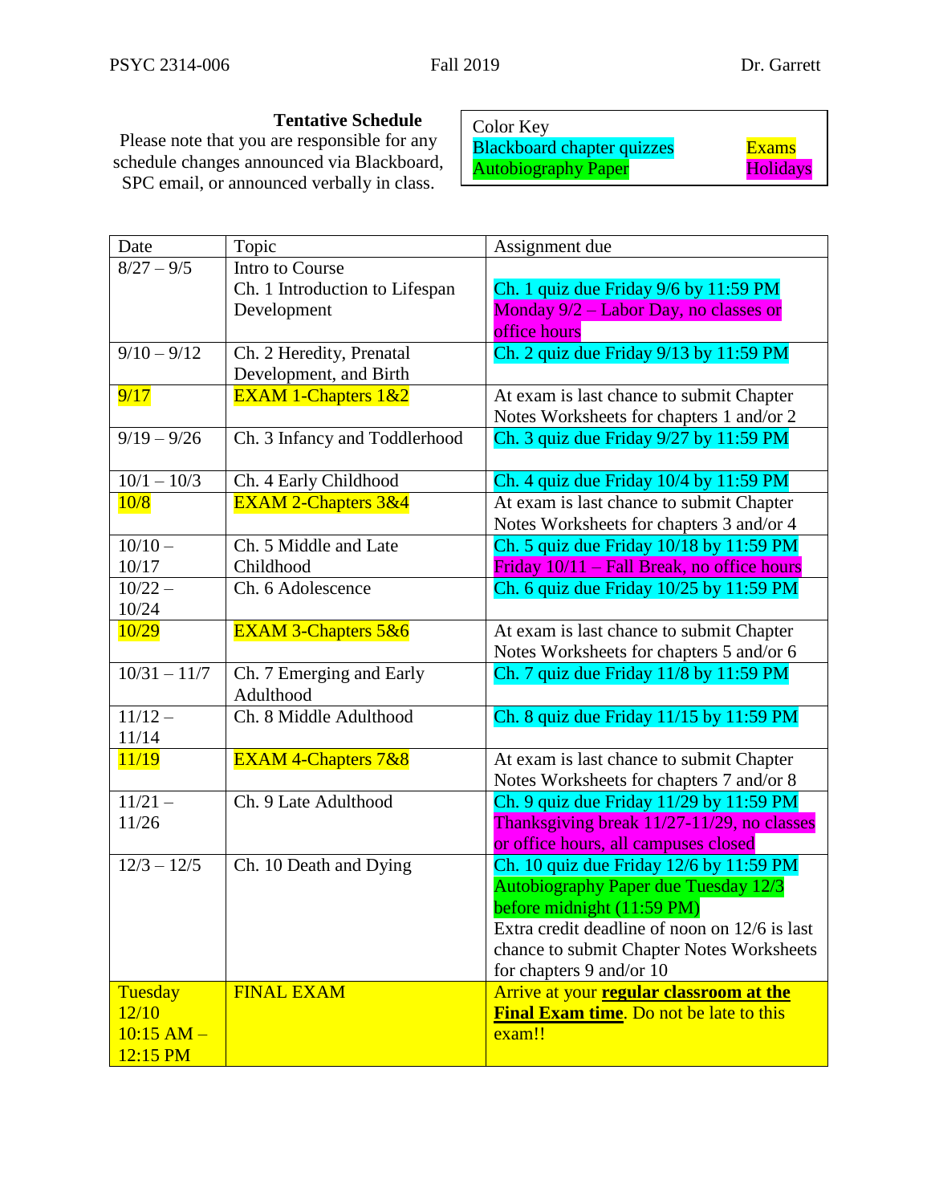PSYC 2314-006 Fall 2019 Dr. Garrett

**Tentative Schedule**

Please note that you are responsible for any schedule changes announced via Blackboard, SPC email, or announced verbally in class.

| Color Key | |
|---|---|
| Blackboard chapter quizzes | Exams |
| Autobiography Paper | Holidays |

| Date | Topic | Assignment due |
|---|---|---|
| 8/27 – 9/5 | Intro to Course<br>Ch. 1 Introduction to Lifespan Development | Ch. 1 quiz due Friday 9/6 by 11:59 PM<br>Monday 9/2 – Labor Day, no classes or office hours |
| 9/10 – 9/12 | Ch. 2 Heredity, Prenatal Development, and Birth | Ch. 2 quiz due Friday 9/13 by 11:59 PM |
| 9/17 | EXAM 1-Chapters 1&2 | At exam is last chance to submit Chapter Notes Worksheets for chapters 1 and/or 2 |
| 9/19 – 9/26 | Ch. 3 Infancy and Toddlerhood | Ch. 3 quiz due Friday 9/27 by 11:59 PM |
| 10/1 – 10/3 | Ch. 4 Early Childhood | Ch. 4 quiz due Friday 10/4 by 11:59 PM |
| 10/8 | EXAM 2-Chapters 3&4 | At exam is last chance to submit Chapter Notes Worksheets for chapters 3 and/or 4 |
| 10/10 – 10/17 | Ch. 5 Middle and Late Childhood | Ch. 5 quiz due Friday 10/18 by 11:59 PM<br>Friday 10/11 – Fall Break, no office hours |
| 10/22 – 10/24 | Ch. 6 Adolescence | Ch. 6 quiz due Friday 10/25 by 11:59 PM |
| 10/29 | EXAM 3-Chapters 5&6 | At exam is last chance to submit Chapter Notes Worksheets for chapters 5 and/or 6 |
| 10/31 – 11/7 | Ch. 7 Emerging and Early Adulthood | Ch. 7 quiz due Friday 11/8 by 11:59 PM |
| 11/12 – 11/14 | Ch. 8 Middle Adulthood | Ch. 8 quiz due Friday 11/15 by 11:59 PM |
| 11/19 | EXAM 4-Chapters 7&8 | At exam is last chance to submit Chapter Notes Worksheets for chapters 7 and/or 8 |
| 11/21 – 11/26 | Ch. 9 Late Adulthood | Ch. 9 quiz due Friday 11/29 by 11:59 PM<br>Thanksgiving break 11/27-11/29, no classes or office hours, all campuses closed |
| 12/3 – 12/5 | Ch. 10 Death and Dying | Ch. 10 quiz due Friday 12/6 by 11:59 PM<br>Autobiography Paper due Tuesday 12/3 before midnight (11:59 PM)<br>Extra credit deadline of noon on 12/6 is last chance to submit Chapter Notes Worksheets for chapters 9 and/or 10 |
| Tuesday 12/10 10:15 AM – 12:15 PM | FINAL EXAM | Arrive at your **regular classroom at the Final Exam time**. Do not be late to this exam!! |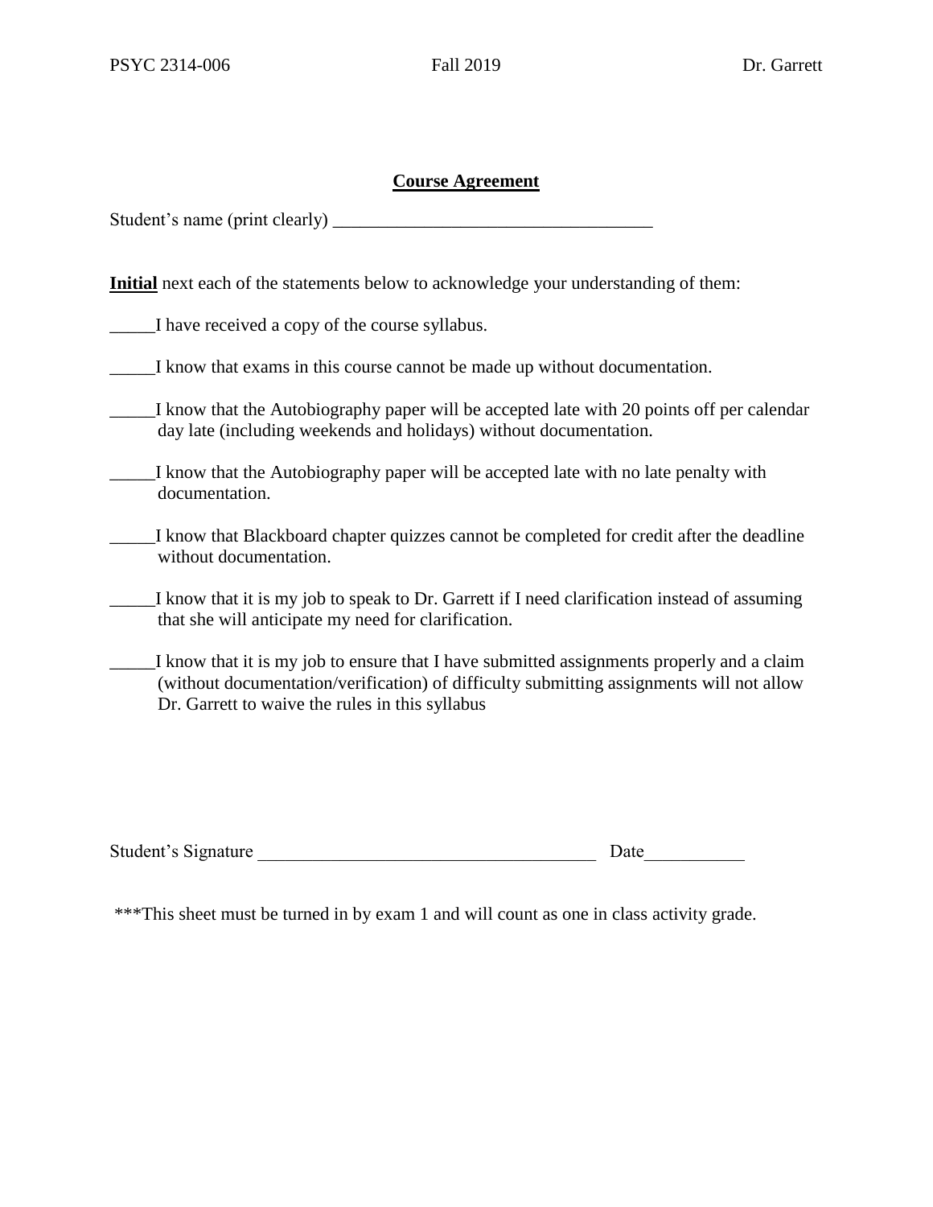## Course Agreement

Student's name (print clearly) ___________________________________

**Initial** next each of the statements below to acknowledge your understanding of them:

_____I have received a copy of the course syllabus.

_____I know that exams in this course cannot be made up without documentation.

_____I know that the Autobiography paper will be accepted late with 20 points off per calendar day late (including weekends and holidays) without documentation.

_____I know that the Autobiography paper will be accepted late with no late penalty with documentation.

_____I know that Blackboard chapter quizzes cannot be completed for credit after the deadline without documentation.

_____I know that it is my job to speak to Dr. Garrett if I need clarification instead of assuming that she will anticipate my need for clarification.

_____I know that it is my job to ensure that I have submitted assignments properly and a claim (without documentation/verification) of difficulty submitting assignments will not allow Dr. Garrett to waive the rules in this syllabus

Student's Signature _____________________________________ Date___________

***This sheet must be turned in by exam 1 and will count as one in class activity grade.